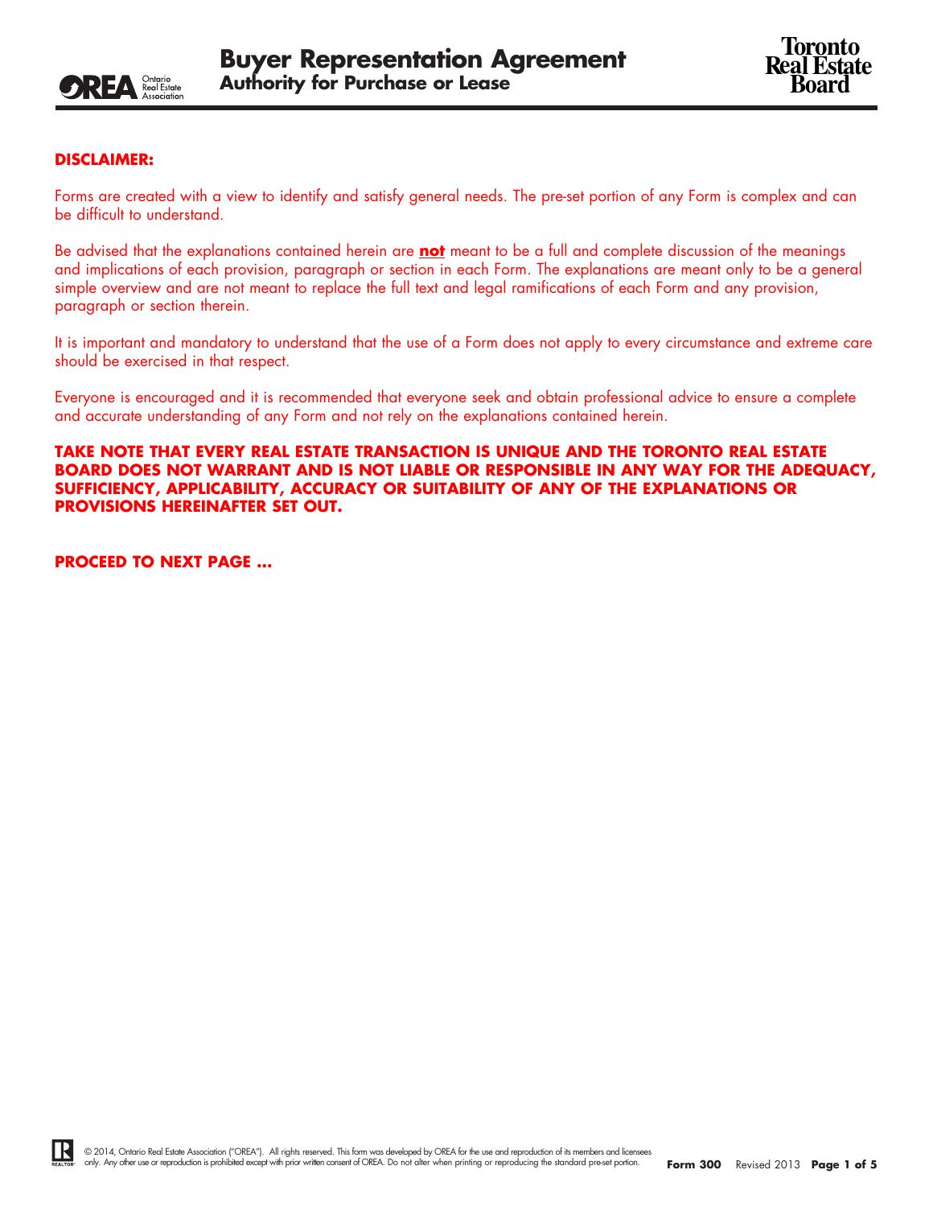# Buyer Representation Agreement
## Authority for Purchase or Lease

**DISCLAIMER:**

Forms are created with a view to identify and satisfy general needs. The pre-set portion of any Form is complex and can be difficult to understand.

Be advised that the explanations contained herein are **not** meant to be a full and complete discussion of the meanings and implications of each provision, paragraph or section in each Form. The explanations are meant only to be a general simple overview and are not meant to replace the full text and legal ramifications of each Form and any provision, paragraph or section therein.

It is important and mandatory to understand that the use of a Form does not apply to every circumstance and extreme care should be exercised in that respect.

Everyone is encouraged and it is recommended that everyone seek and obtain professional advice to ensure a complete and accurate understanding of any Form and not rely on the explanations contained herein.

**TAKE NOTE THAT EVERY REAL ESTATE TRANSACTION IS UNIQUE AND THE TORONTO REAL ESTATE BOARD DOES NOT WARRANT AND IS NOT LIABLE OR RESPONSIBLE IN ANY WAY FOR THE ADEQUACY, SUFFICIENCY, APPLICABILITY, ACCURACY OR SUITABILITY OF ANY OF THE EXPLANATIONS OR PROVISIONS HEREINAFTER SET OUT.**

**PROCEED TO NEXT PAGE ...**

© 2014, Ontario Real Estate Association ("OREA"). All rights reserved. This form was developed by OREA for the use and reproduction of its members and licensees only. Any other use or reproduction is prohibited except with prior written consent of OREA. Do not alter when printing or reproducing the standard pre-set portion.

**Form 300** Revised 2013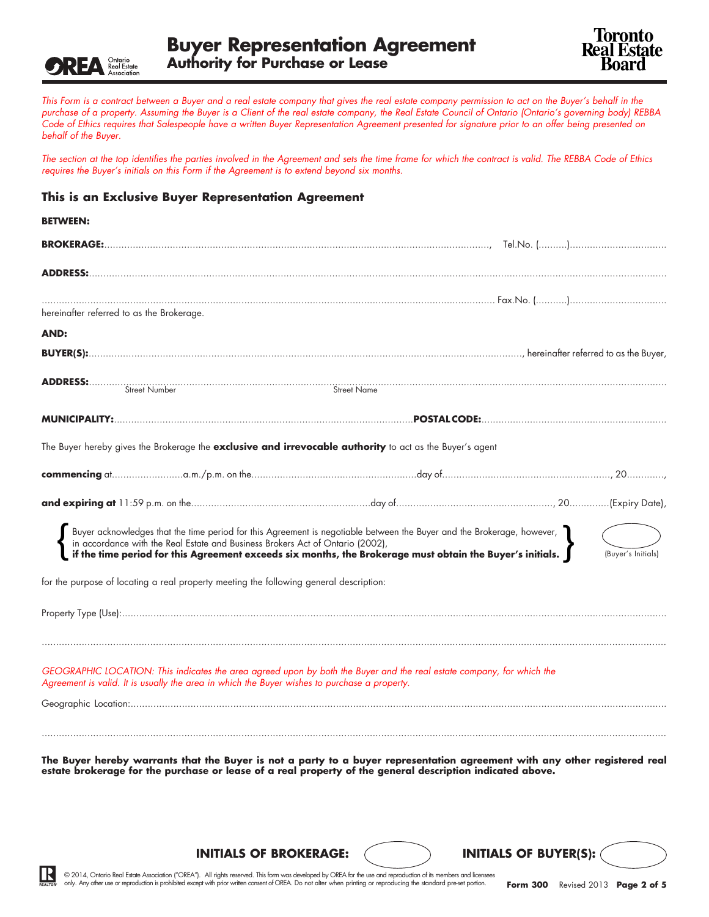# Buyer Representation Agreement
## Authority for Purchase or Lease

*This Form is a contract between a Buyer and a real estate company that gives the real estate company permission to act on the Buyer's behalf in the purchase of a property. Assuming the Buyer is a Client of the real estate company, the Real Estate Council of Ontario (Ontario's governing body) REBBA Code of Ethics requires that Salespeople have a written Buyer Representation Agreement presented for signature prior to an offer being presented on behalf of the Buyer.*

*The section at the top identifies the parties involved in the Agreement and sets the time frame for which the contract is valid. The REBBA Code of Ethics requires the Buyer's initials on this Form if the Agreement is to extend beyond six months.*

### This is an Exclusive Buyer Representation Agreement

**BETWEEN:**

**BROKERAGE:**.............................................................................................................................., Tel.No. (..........)..................................

**ADDRESS:**.............................................................................................................................................................................................

............................................................................................................................................................ Fax.No. (...........)..................................

hereinafter referred to as the Brokerage.

**AND:**

**BUYER(S):**...................................................................................................................................................., hereinafter referred to as the Buyer,

**ADDRESS:**.............................................................................................................................................................................................
Street Number Street Name

**MUNICIPALITY:**.......................................................................................................**POSTAL CODE:**................................................................

The Buyer hereby gives the Brokerage the **exclusive and irrevocable authority** to act as the Buyer's agent

**commencing** at.........................a.m./p.m. on the.........................................................day of..........................................................., 20.............,

**and expiring at** 11:59 p.m. on the..............................................................day of......................................................, 20..............(Expiry Date),

Buyer acknowledges that the time period for this Agreement is negotiable between the Buyer and the Brokerage, however, in accordance with the Real Estate and Business Brokers Act of Ontario (2002), **if the time period for this Agreement exceeds six months, the Brokerage must obtain the Buyer's initials.** (Buyer's Initials)

for the purpose of locating a real property meeting the following general description:

Property Type (Use):...................................................................................................................................................................................

.................................................................................................................................................................................................................

*GEOGRAPHIC LOCATION: This indicates the area agreed upon by both the Buyer and the real estate company, for which the Agreement is valid. It is usually the area in which the Buyer wishes to purchase a property.*

Geographic Location:...................................................................................................................................................................................

.................................................................................................................................................................................................................

**The Buyer hereby warrants that the Buyer is not a party to a buyer representation agreement with any other registered real estate brokerage for the purchase or lease of a real property of the general description indicated above.**

**INITIALS OF BROKERAGE:** **INITIALS OF BUYER(S):**

© 2014, Ontario Real Estate Association ("OREA"). All rights reserved. This form was developed by OREA for the use and reproduction of its members and licensees only. Any other use or reproduction is prohibited except with prior written consent of OREA. Do not alter when printing or reproducing the standard pre-set portion.

**Form 300** Revised 2013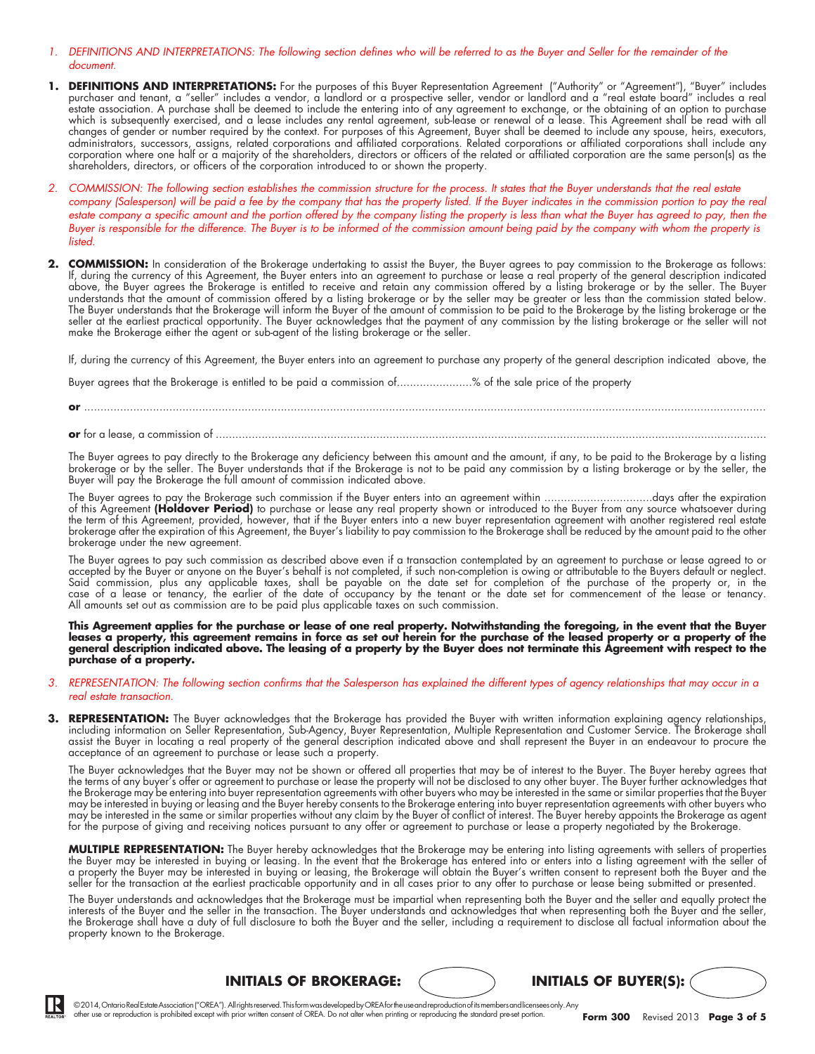*1. DEFINITIONS AND INTERPRETATIONS: The following section defines who will be referred to as the Buyer and Seller for the remainder of the document.*

**1. DEFINITIONS AND INTERPRETATIONS:** For the purposes of this Buyer Representation Agreement ("Authority" or "Agreement"), "Buyer" includes purchaser and tenant, a "seller" includes a vendor, a landlord or a prospective seller, vendor or landlord and a "real estate board" includes a real estate association. A purchase shall be deemed to include the entering into of any agreement to exchange, or the obtaining of an option to purchase which is subsequently exercised, and a lease includes any rental agreement, sub-lease or renewal of a lease. This Agreement shall be read with all changes of gender or number required by the context. For purposes of this Agreement, Buyer shall be deemed to include any spouse, heirs, executors, administrators, successors, assigns, related corporations and affiliated corporations. Related corporations or affiliated corporations shall include any corporation where one half or a majority of the shareholders, directors or officers of the related or affiliated corporation are the same person(s) as the shareholders, directors, or officers of the corporation introduced to or shown the property.

*2. COMMISSION: The following section establishes the commission structure for the process. It states that the Buyer understands that the real estate company (Salesperson) will be paid a fee by the company that has the property listed. If the Buyer indicates in the commission portion to pay the real estate company a specific amount and the portion offered by the company listing the property is less than what the Buyer has agreed to pay, then the Buyer is responsible for the difference. The Buyer is to be informed of the commission amount being paid by the company with whom the property is listed.*

**2. COMMISSION:** In consideration of the Brokerage undertaking to assist the Buyer, the Buyer agrees to pay commission to the Brokerage as follows: If, during the currency of this Agreement, the Buyer enters into an agreement to purchase or lease a real property of the general description indicated above, the Buyer agrees the Brokerage is entitled to receive and retain any commission offered by a listing brokerage or by the seller. The Buyer understands that the amount of commission offered by a listing brokerage or by the seller may be greater or less than the commission stated below. The Buyer understands that the Brokerage will inform the Buyer of the amount of commission to be paid to the Brokerage by the listing brokerage or the seller at the earliest practical opportunity. The Buyer acknowledges that the payment of any commission by the listing brokerage or the seller will not make the Brokerage either the agent or sub-agent of the listing brokerage or the seller.

If, during the currency of this Agreement, the Buyer enters into an agreement to purchase any property of the general description indicated above, the

Buyer agrees that the Brokerage is entitled to be paid a commission of.......................% of the sale price of the property

**or** ..........................................................................................................................................................................................

**or** for a lease, a commission of ...........................................................................................................................................................

The Buyer agrees to pay directly to the Brokerage any deficiency between this amount and the amount, if any, to be paid to the Brokerage by a listing brokerage or by the seller. The Buyer understands that if the Brokerage is not to be paid any commission by a listing brokerage or by the seller, the Buyer will pay the Brokerage the full amount of commission indicated above.

The Buyer agrees to pay the Brokerage such commission if the Buyer enters into an agreement within .................................days after the expiration of this Agreement **(Holdover Period)** to purchase or lease any real property shown or introduced to the Buyer from any source whatsoever during the term of this Agreement, provided, however, that if the Buyer enters into a new buyer representation agreement with another registered real estate brokerage after the expiration of this Agreement, the Buyer's liability to pay commission to the Brokerage shall be reduced by the amount paid to the other brokerage under the new agreement.

The Buyer agrees to pay such commission as described above even if a transaction contemplated by an agreement to purchase or lease agreed to or accepted by the Buyer or anyone on the Buyer's behalf is not completed, if such non-completion is owing or attributable to the Buyers default or neglect. Said commission, plus any applicable taxes, shall be payable on the date set for completion of the purchase of the property or, in the case of a lease or tenancy, the earlier of the date of occupancy by the tenant or the date set for commencement of the lease or tenancy. All amounts set out as commission are to be paid plus applicable taxes on such commission.

**This Agreement applies for the purchase or lease of one real property. Notwithstanding the foregoing, in the event that the Buyer leases a property, this agreement remains in force as set out herein for the purchase of the leased property or a property of the general description indicated above. The leasing of a property by the Buyer does not terminate this Agreement with respect to the purchase of a property.**

*3. REPRESENTATION: The following section confirms that the Salesperson has explained the different types of agency relationships that may occur in a real estate transaction.*

**3. REPRESENTATION:** The Buyer acknowledges that the Brokerage has provided the Buyer with written information explaining agency relationships, including information on Seller Representation, Sub-Agency, Buyer Representation, Multiple Representation and Customer Service. The Brokerage shall assist the Buyer in locating a real property of the general description indicated above and shall represent the Buyer in an endeavour to procure the acceptance of an agreement to purchase or lease such a property.

The Buyer acknowledges that the Buyer may not be shown or offered all properties that may be of interest to the Buyer. The Buyer hereby agrees that the terms of any buyer's offer or agreement to purchase or lease the property will not be disclosed to any other buyer. The Buyer further acknowledges that the Brokerage may be entering into buyer representation agreements with other buyers who may be interested in the same or similar properties that the Buyer may be interested in buying or leasing and the Buyer hereby consents to the Brokerage entering into buyer representation agreements with other buyers who may be interested in the same or similar properties without any claim by the Buyer of conflict of interest. The Buyer hereby appoints the Brokerage as agent for the purpose of giving and receiving notices pursuant to any offer or agreement to purchase or lease a property negotiated by the Brokerage.

**MULTIPLE REPRESENTATION:** The Buyer hereby acknowledges that the Brokerage may be entering into listing agreements with sellers of properties the Buyer may be interested in buying or leasing. In the event that the Brokerage has entered into or enters into a listing agreement with the seller of a property the Buyer may be interested in buying or leasing, the Brokerage will obtain the Buyer's written consent to represent both the Buyer and the seller for the transaction at the earliest practicable opportunity and in all cases prior to any offer to purchase or lease being submitted or presented.

The Buyer understands and acknowledges that the Brokerage must be impartial when representing both the Buyer and the seller and equally protect the interests of the Buyer and the seller in the transaction. The Buyer understands and acknowledges that when representing both the Buyer and the seller, the Brokerage shall have a duty of full disclosure to both the Buyer and the seller, including a requirement to disclose all factual information about the property known to the Brokerage.

**INITIALS OF BROKERAGE:** **INITIALS OF BUYER(S):**

©2014, Ontario Real Estate Association ("OREA"). All rights reserved. This form was developed by OREA for the use and reproduction of its members and licensees only. Any other use or reproduction is prohibited except with prior written consent of OREA. Do not alter when printing or reproducing the standard pre-set portion.

**Form 300** Revised 2013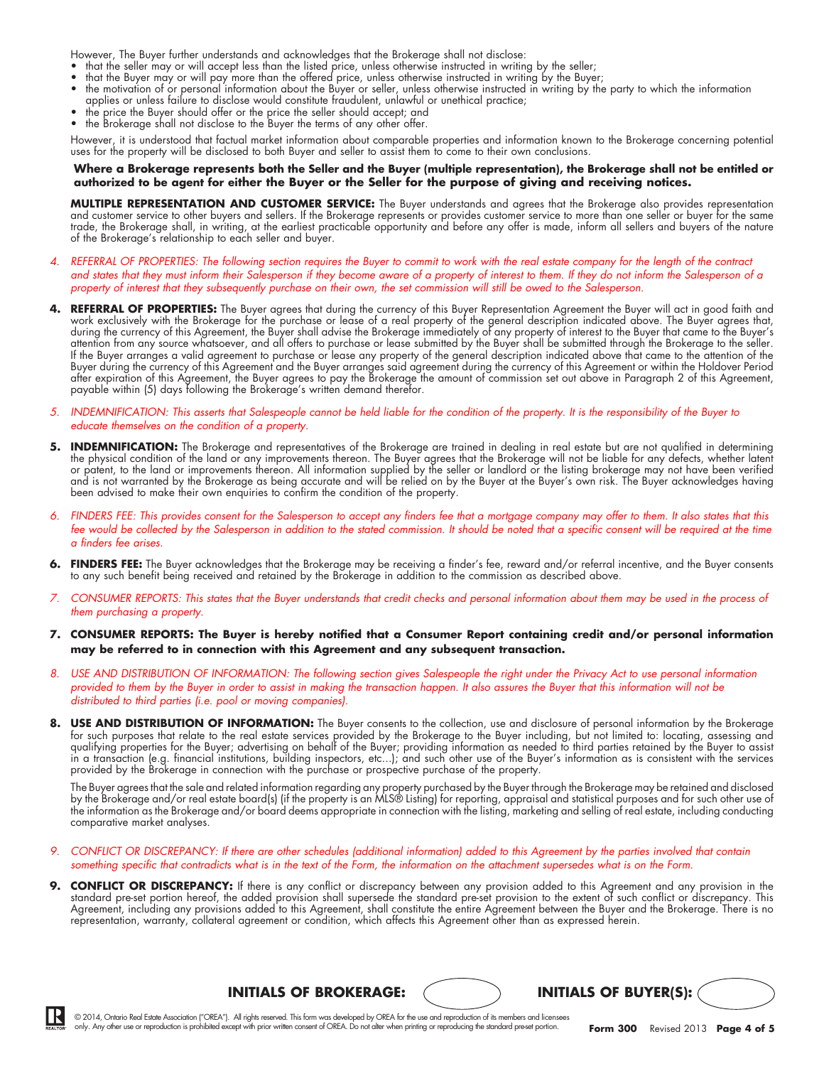However, The Buyer further understands and acknowledges that the Brokerage shall not disclose:

- that the seller may or will accept less than the listed price, unless otherwise instructed in writing by the seller;
- that the Buyer may or will pay more than the offered price, unless otherwise instructed in writing by the Buyer;
- the motivation of or personal information about the Buyer or seller, unless otherwise instructed in writing by the party to which the information applies or unless failure to disclose would constitute fraudulent, unlawful or unethical practice;
- the price the Buyer should offer or the price the seller should accept; and
- the Brokerage shall not disclose to the Buyer the terms of any other offer.

However, it is understood that factual market information about comparable properties and information known to the Brokerage concerning potential uses for the property will be disclosed to both Buyer and seller to assist them to come to their own conclusions.

**Where a Brokerage represents both the Seller and the Buyer (multiple representation), the Brokerage shall not be entitled or authorized to be agent for either the Buyer or the Seller for the purpose of giving and receiving notices.**

**MULTIPLE REPRESENTATION AND CUSTOMER SERVICE:** The Buyer understands and agrees that the Brokerage also provides representation and customer service to other buyers and sellers. If the Brokerage represents or provides customer service to more than one seller or buyer for the same trade, the Brokerage shall, in writing, at the earliest practicable opportunity and before any offer is made, inform all sellers and buyers of the nature of the Brokerage's relationship to each seller and buyer.

*4. REFERRAL OF PROPERTIES: The following section requires the Buyer to commit to work with the real estate company for the length of the contract and states that they must inform their Salesperson if they become aware of a property of interest to them. If they do not inform the Salesperson of a property of interest that they subsequently purchase on their own, the set commission will still be owed to the Salesperson.*

**4. REFERRAL OF PROPERTIES:** The Buyer agrees that during the currency of this Buyer Representation Agreement the Buyer will act in good faith and work exclusively with the Brokerage for the purchase or lease of a real property of the general description indicated above. The Buyer agrees that, during the currency of this Agreement, the Buyer shall advise the Brokerage immediately of any property of interest to the Buyer that came to the Buyer's attention from any source whatsoever, and all offers to purchase or lease submitted by the Buyer shall be submitted through the Brokerage to the seller. If the Buyer arranges a valid agreement to purchase or lease any property of the general description indicated above that came to the attention of the Buyer during the currency of this Agreement and the Buyer arranges said agreement during the currency of this Agreement or within the Holdover Period after expiration of this Agreement, the Buyer agrees to pay the Brokerage the amount of commission set out above in Paragraph 2 of this Agreement, payable within (5) days following the Brokerage's written demand therefor.

*5. INDEMNIFICATION: This asserts that Salespeople cannot be held liable for the condition of the property. It is the responsibility of the Buyer to educate themselves on the condition of a property.*

**5. INDEMNIFICATION:** The Brokerage and representatives of the Brokerage are trained in dealing in real estate but are not qualified in determining the physical condition of the land or any improvements thereon. The Buyer agrees that the Brokerage will not be liable for any defects, whether latent or patent, to the land or improvements thereon. All information supplied by the seller or landlord or the listing brokerage may not have been verified and is not warranted by the Brokerage as being accurate and will be relied on by the Buyer at the Buyer's own risk. The Buyer acknowledges having been advised to make their own enquiries to confirm the condition of the property.

*6. FINDERS FEE: This provides consent for the Salesperson to accept any finders fee that a mortgage company may offer to them. It also states that this fee would be collected by the Salesperson in addition to the stated commission. It should be noted that a specific consent will be required at the time a finders fee arises.*

**6. FINDERS FEE:** The Buyer acknowledges that the Brokerage may be receiving a finder's fee, reward and/or referral incentive, and the Buyer consents to any such benefit being received and retained by the Brokerage in addition to the commission as described above.

*7. CONSUMER REPORTS: This states that the Buyer understands that credit checks and personal information about them may be used in the process of them purchasing a property.*

**7. CONSUMER REPORTS: The Buyer is hereby notified that a Consumer Report containing credit and/or personal information may be referred to in connection with this Agreement and any subsequent transaction.**

*8. USE AND DISTRIBUTION OF INFORMATION: The following section gives Salespeople the right under the Privacy Act to use personal information provided to them by the Buyer in order to assist in making the transaction happen. It also assures the Buyer that this information will not be distributed to third parties (i.e. pool or moving companies).*

**8. USE AND DISTRIBUTION OF INFORMATION:** The Buyer consents to the collection, use and disclosure of personal information by the Brokerage for such purposes that relate to the real estate services provided by the Brokerage to the Buyer including, but not limited to: locating, assessing and qualifying properties for the Buyer; advertising on behalf of the Buyer; providing information as needed to third parties retained by the Buyer to assist in a transaction (e.g. financial institutions, building inspectors, etc...); and such other use of the Buyer's information as is consistent with the services provided by the Brokerage in connection with the purchase or prospective purchase of the property.

The Buyer agrees that the sale and related information regarding any property purchased by the Buyer through the Brokerage may be retained and disclosed by the Brokerage and/or real estate board(s) (if the property is an MLS® Listing) for reporting, appraisal and statistical purposes and for such other use of the information as the Brokerage and/or board deems appropriate in connection with the listing, marketing and selling of real estate, including conducting comparative market analyses.

*9. CONFLICT OR DISCREPANCY: If there are other schedules (additional information) added to this Agreement by the parties involved that contain something specific that contradicts what is in the text of the Form, the information on the attachment supersedes what is on the Form.*

**9. CONFLICT OR DISCREPANCY:** If there is any conflict or discrepancy between any provision added to this Agreement and any provision in the standard pre-set portion hereof, the added provision shall supersede the standard pre-set provision to the extent of such conflict or discrepancy. This Agreement, including any provisions added to this Agreement, shall constitute the entire Agreement between the Buyer and the Brokerage. There is no representation, warranty, collateral agreement or condition, which affects this Agreement other than as expressed herein.

**INITIALS OF BROKERAGE:** ( ) **INITIALS OF BUYER(S):** ( )

© 2014, Ontario Real Estate Association ("OREA"). All rights reserved. This form was developed by OREA for the use and reproduction of its members and licensees only. Any other use or reproduction is prohibited except with prior written consent of OREA. Do not alter when printing or reproducing the standard pre-set portion.

**Form 300** Revised 2013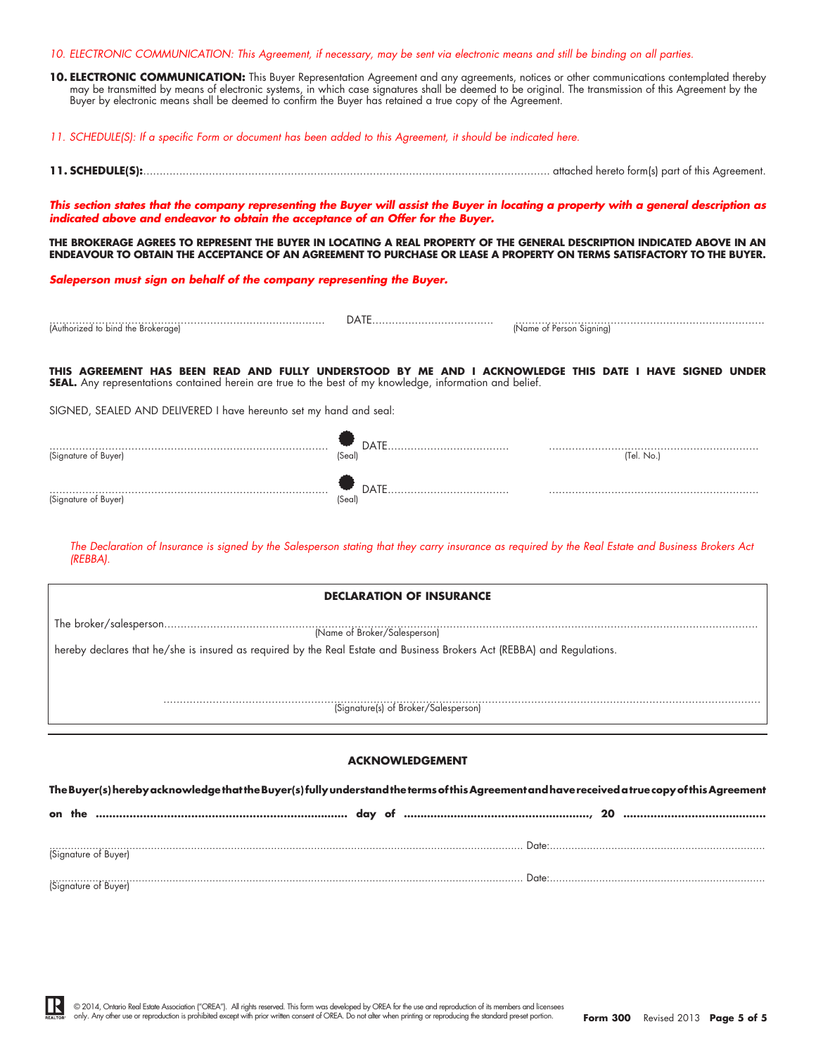*10. ELECTRONIC COMMUNICATION: This Agreement, if necessary, may be sent via electronic means and still be binding on all parties.*

**10. ELECTRONIC COMMUNICATION:** This Buyer Representation Agreement and any agreements, notices or other communications contemplated thereby may be transmitted by means of electronic systems, in which case signatures shall be deemed to be original. The transmission of this Agreement by the Buyer by electronic means shall be deemed to confirm the Buyer has retained a true copy of the Agreement.

*11. SCHEDULE(S): If a specific Form or document has been added to this Agreement, it should be indicated here.*

**11. SCHEDULE(S):**.............................................................................................................................. attached hereto form(s) part of this Agreement.

***This section states that the company representing the Buyer will assist the Buyer in locating a property with a general description as indicated above and endeavor to obtain the acceptance of an Offer for the Buyer.***

**THE BROKERAGE AGREES TO REPRESENT THE BUYER IN LOCATING A REAL PROPERTY OF THE GENERAL DESCRIPTION INDICATED ABOVE IN AN ENDEAVOUR TO OBTAIN THE ACCEPTANCE OF AN AGREEMENT TO PURCHASE OR LEASE A PROPERTY ON TERMS SATISFACTORY TO THE BUYER.**

***Saleperson must sign on behalf of the company representing the Buyer.***

.................................................................................... DATE..................................... ..............................................................................
(Authorized to bind the Brokerage) (Name of Person Signing)

**THIS AGREEMENT HAS BEEN READ AND FULLY UNDERSTOOD BY ME AND I ACKNOWLEDGE THIS DATE I HAVE SIGNED UNDER SEAL.** Any representations contained herein are true to the best of my knowledge, information and belief.

SIGNED, SEALED AND DELIVERED I have hereunto set my hand and seal:

.................................................................................... (Seal) DATE..................................... ..............................................................
(Signature of Buyer) (Tel. No.)

.................................................................................... (Seal) DATE..................................... ..............................................................
(Signature of Buyer)

*The Declaration of Insurance is signed by the Salesperson stating that they carry insurance as required by the Real Estate and Business Brokers Act (REBBA).*

**DECLARATION OF INSURANCE**

The broker/salesperson..........................................................................................................................................................
(Name of Broker/Salesperson)

hereby declares that he/she is insured as required by the Real Estate and Business Brokers Act (REBBA) and Regulations.

..........................................................................................................................................................
(Signature(s) of Broker/Salesperson)

**ACKNOWLEDGEMENT**

**The Buyer(s) hereby acknowledge that the Buyer(s) fully understand the terms of this Agreement and have received a true copy of this Agreement on the ........................................................................ day of ......................................................, 20 ..........................................**

.......................................................................................................................................... Date:......................................................................
(Signature of Buyer)

.......................................................................................................................................... Date:......................................................................
(Signature of Buyer)

© 2014, Ontario Real Estate Association ("OREA"). All rights reserved. This form was developed by OREA for the use and reproduction of its members and licensees only. Any other use or reproduction is prohibited except with prior written consent of OREA. Do not alter when printing or reproducing the standard pre-set portion.

**Form 300** Revised 2013